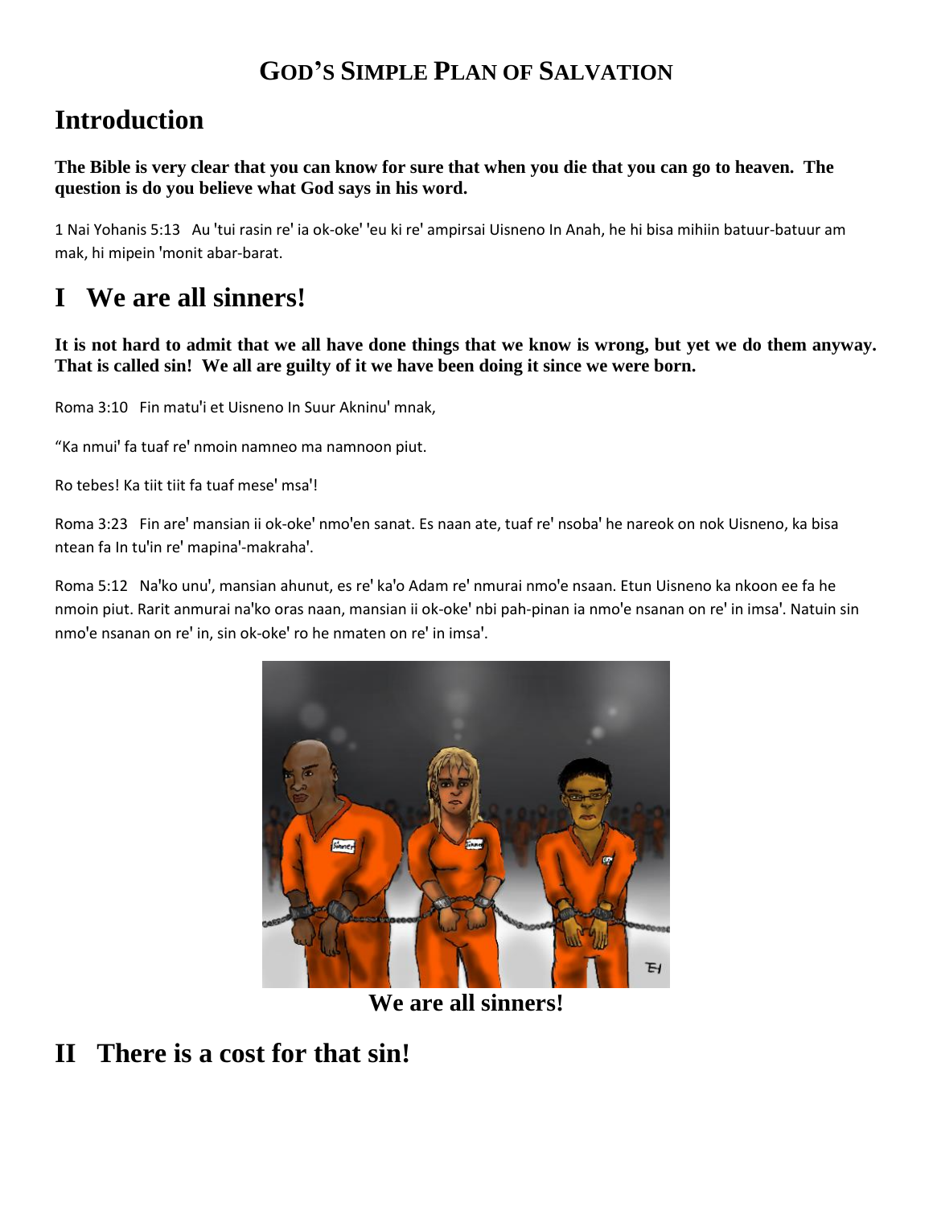# God's Simple Plan of Salvation

## Introduction

**The Bible is very clear that you can know for sure that when you die that you can go to heaven. The question is do you believe what God says in his word.**

1 Nai Yohanis 5:13 Au 'tui rasin re' ia ok-oke' 'eu ki re' ampirsai Uisneno In Anah, he hi bisa mihiin batuur-batuur am mak, hi mipein 'monit abar-barat.

## I We are all sinners!

**It is not hard to admit that we all have done things that we know is wrong, but yet we do them anyway. That is called sin! We all are guilty of it we have been doing it since we were born.**

Roma 3:10 Fin matu'i et Uisneno In Suur Akninu' mnak,

"Ka nmui' fa tuaf re' nmoin namneo ma namnoon piut.

Ro tebes! Ka tiit tiit fa tuaf mese' msa'!

Roma 3:23 Fin are' mansian ii ok-oke' nmo'en sanat. Es naan ate, tuaf re' nsoba' he nareok on nok Uisneno, ka bisa ntean fa In tu'in re' mapina'-makraha'.

Roma 5:12 Na'ko unu', mansian ahunut, es re' ka'o Adam re' nmurai nmo'e nsaan. Etun Uisneno ka nkoon ee fa he nmoin piut. Rarit anmurai na'ko oras naan, mansian ii ok-oke' nbi pah-pinan ia nmo'e nsanan on re' in imsa'. Natuin sin nmo'e nsanan on re' in, sin ok-oke' ro he nmaten on re' in imsa'.

We are all sinners!

## II There is a cost for that sin!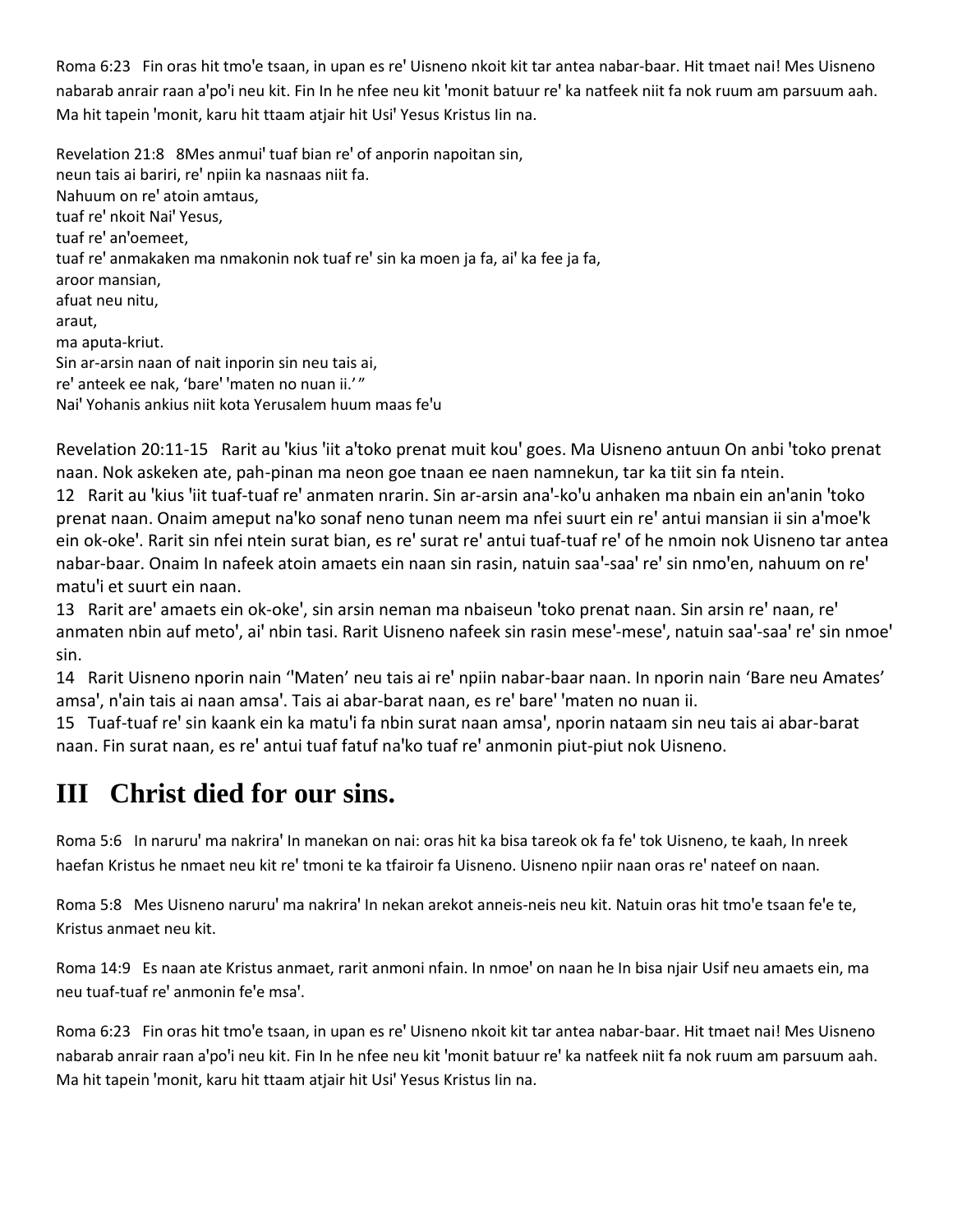Roma 6:23 Fin oras hit tmo'e tsaan, in upan es re' Uisneno nkoit kit tar antea nabar-baar. Hit tmaet nai! Mes Uisneno nabarab anrair raan a'po'i neu kit. Fin In he nfee neu kit 'monit batuur re' ka natfeek niit fa nok ruum am parsuum aah. Ma hit tapein 'monit, karu hit ttaam atjair hit Usi' Yesus Kristus Iin na.

Revelation 21:8 8Mes anmui' tuaf bian re' of anporin napoitan sin,
neun tais ai bariri, re' npiin ka nasnaas niit fa.
Nahuum on re' atoin amtaus,
tuaf re' nkoit Nai' Yesus,
tuaf re' an'oemeet,
tuaf re' anmakaken ma nmakonin nok tuaf re' sin ka moen ja fa, ai' ka fee ja fa,
aroor mansian,
afuat neu nitu,
araut,
ma aputa-kriut.
Sin ar-arsin naan of nait inporin sin neu tais ai,
re' anteek ee nak, 'bare' 'maten no nuan ii.' "
Nai' Yohanis ankius niit kota Yerusalem huum maas fe'u

Revelation 20:11-15 Rarit au 'kius 'iit a'toko prenat muit kou' goes. Ma Uisneno antuun On anbi 'toko prenat naan. Nok askeken ate, pah-pinan ma neon goe tnaan ee naen namnekun, tar ka tiit sin fa ntein.
12 Rarit au 'kius 'iit tuaf-tuaf re' anmaten nrarin. Sin ar-arsin ana'-ko'u anhaken ma nbain ein an'anin 'toko prenat naan. Onaim ameput na'ko sonaf neno tunan neem ma nfei suurt ein re' antui mansian ii sin a'moe'k ein ok-oke'. Rarit sin nfei ntein surat bian, es re' surat re' antui tuaf-tuaf re' of he nmoin nok Uisneno tar antea nabar-baar. Onaim In nafeek atoin amaets ein naan sin rasin, natuin saa'-saa' re' sin nmo'en, nahuum on re' matu'i et suurt ein naan.
13 Rarit are' amaets ein ok-oke', sin arsin neman ma nbaiseun 'toko prenat naan. Sin arsin re' naan, re' anmaten nbin auf meto', ai' nbin tasi. Rarit Uisneno nafeek sin rasin mese'-mese', natuin saa'-saa' re' sin nmoe' sin.
14 Rarit Uisneno nporin nain ''Maten' neu tais ai re' npiin nabar-baar naan. In nporin nain 'Bare neu Amates' amsa', n'ain tais ai naan amsa'. Tais ai abar-barat naan, es re' bare' 'maten no nuan ii.
15 Tuaf-tuaf re' sin kaank ein ka matu'i fa nbin surat naan amsa', nporin nataam sin neu tais ai abar-barat naan. Fin surat naan, es re' antui tuaf fatuf na'ko tuaf re' anmonin piut-piut nok Uisneno.

# III Christ died for our sins.

Roma 5:6 In naruru' ma nakrira' In manekan on nai: oras hit ka bisa tareok ok fa fe' tok Uisneno, te kaah, In nreek haefan Kristus he nmaet neu kit re' tmoni te ka tfairoir fa Uisneno. Uisneno npiir naan oras re' nateef on naan.

Roma 5:8 Mes Uisneno naruru' ma nakrira' In nekan arekot anneis-neis neu kit. Natuin oras hit tmo'e tsaan fe'e te, Kristus anmaet neu kit.

Roma 14:9 Es naan ate Kristus anmaet, rarit anmoni nfain. In nmoe' on naan he In bisa njair Usif neu amaets ein, ma neu tuaf-tuaf re' anmonin fe'e msa'.

Roma 6:23 Fin oras hit tmo'e tsaan, in upan es re' Uisneno nkoit kit tar antea nabar-baar. Hit tmaet nai! Mes Uisneno nabarab anrair raan a'po'i neu kit. Fin In he nfee neu kit 'monit batuur re' ka natfeek niit fa nok ruum am parsuum aah. Ma hit tapein 'monit, karu hit ttaam atjair hit Usi' Yesus Kristus Iin na.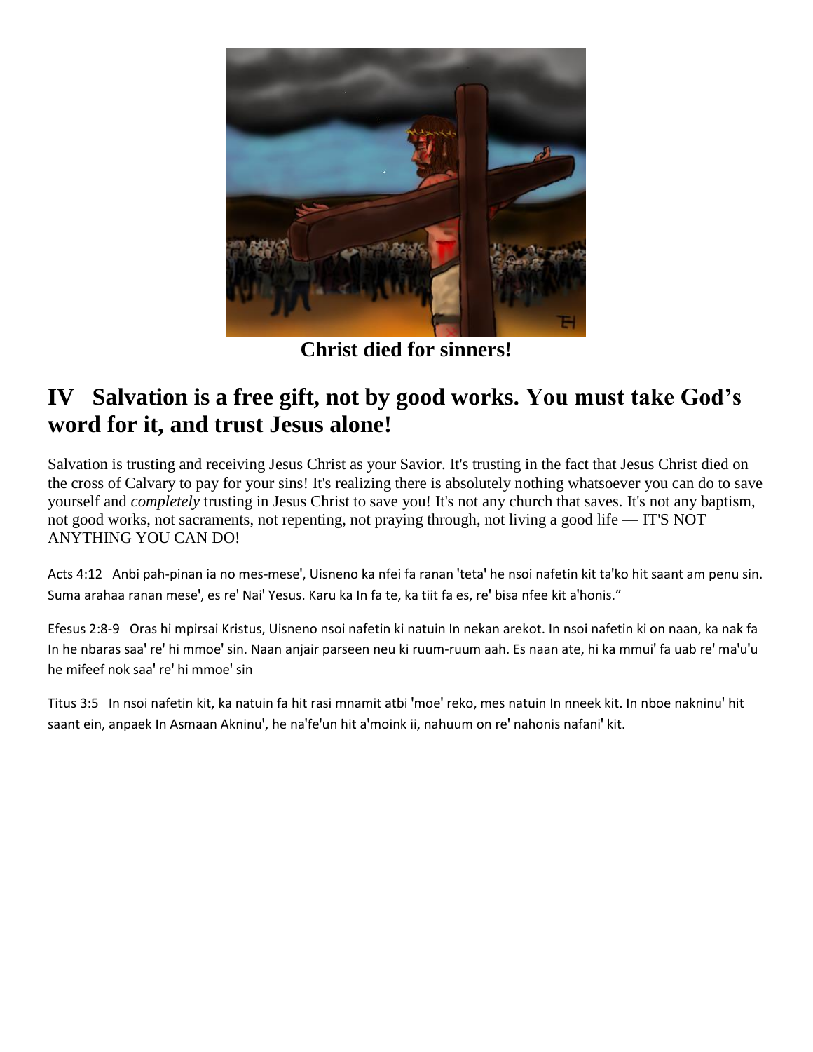Christ died for sinners!

## IV Salvation is a free gift, not by good works. You must take God's word for it, and trust Jesus alone!

Salvation is trusting and receiving Jesus Christ as your Savior. It's trusting in the fact that Jesus Christ died on the cross of Calvary to pay for your sins! It's realizing there is absolutely nothing whatsoever you can do to save yourself and *completely* trusting in Jesus Christ to save you! It's not any church that saves. It's not any baptism, not good works, not sacraments, not repenting, not praying through, not living a good life — IT'S NOT ANYTHING YOU CAN DO!

Acts 4:12 Anbi pah-pinan ia no mes-mese', Uisneno ka nfei fa ranan 'teta' he nsoi nafetin kit ta'ko hit saant am penu sin. Suma arahaa ranan mese', es re' Nai' Yesus. Karu ka In fa te, ka tiit fa es, re' bisa nfee kit a'honis."

Efesus 2:8-9 Oras hi mpirsai Kristus, Uisneno nsoi nafetin ki natuin In nekan arekot. In nsoi nafetin ki on naan, ka nak fa In he nbaras saa' re' hi mmoe' sin. Naan anjair parseen neu ki ruum-ruum aah. Es naan ate, hi ka mmui' fa uab re' ma'u'u he mifeef nok saa' re' hi mmoe' sin

Titus 3:5 In nsoi nafetin kit, ka natuin fa hit rasi mnamit atbi 'moe' reko, mes natuin In nneek kit. In nboe nakninu' hit saant ein, anpaek In Asmaan Akninu', he na'fe'un hit a'moink ii, nahuum on re' nahonis nafani' kit.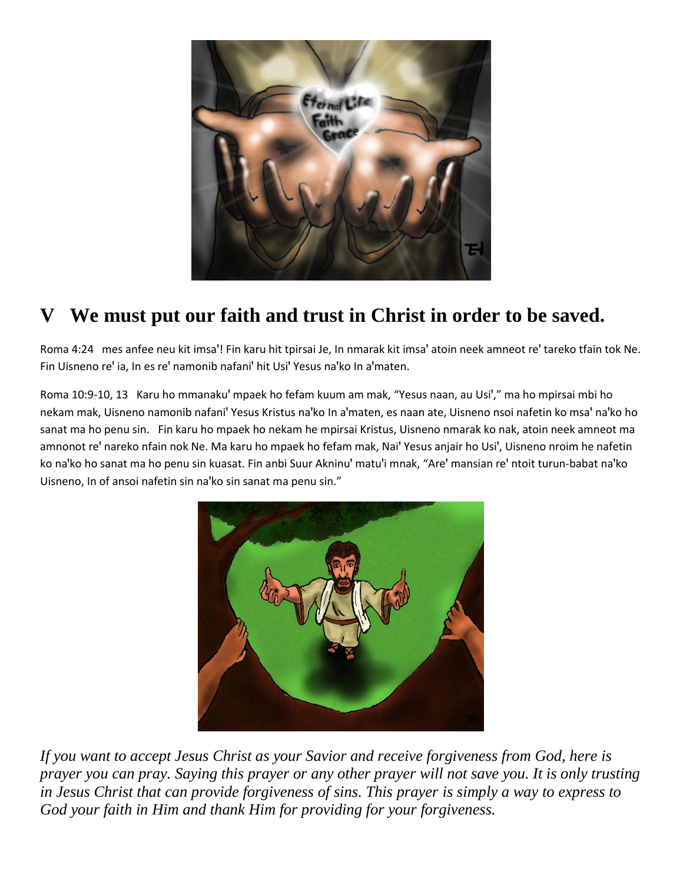## V We must put our faith and trust in Christ in order to be saved.

Roma 4:24 mes anfee neu kit imsa'! Fin karu hit tpirsai Je, In nmarak kit imsa' atoin neek amneot re' tareko tfain tok Ne. Fin Uisneno re' ia, In es re' namonib nafani' hit Usi' Yesus na'ko In a'maten.

Roma 10:9-10, 13 Karu ho mmanaku' mpaek ho fefam kuum am mak, "Yesus naan, au Usi'," ma ho mpirsai mbi ho nekam mak, Uisneno namonib nafani' Yesus Kristus na'ko In a'maten, es naan ate, Uisneno nsoi nafetin ko msa' na'ko ho sanat ma ho penu sin. Fin karu ho mpaek ho nekam he mpirsai Kristus, Uisneno nmarak ko nak, atoin neek amneot ma amnonot re' nareko nfain nok Ne. Ma karu ho mpaek ho fefam mak, Nai' Yesus anjair ho Usi', Uisneno nroim he nafetin ko na'ko ho sanat ma ho penu sin kuasat. Fin anbi Suur Akninu' matu'i mnak, "Are' mansian re' ntoit turun-babat na'ko Uisneno, In of ansoi nafetin sin na'ko sin sanat ma penu sin."

*If you want to accept Jesus Christ as your Savior and receive forgiveness from God, here is prayer you can pray. Saying this prayer or any other prayer will not save you. It is only trusting in Jesus Christ that can provide forgiveness of sins. This prayer is simply a way to express to God your faith in Him and thank Him for providing for your forgiveness.*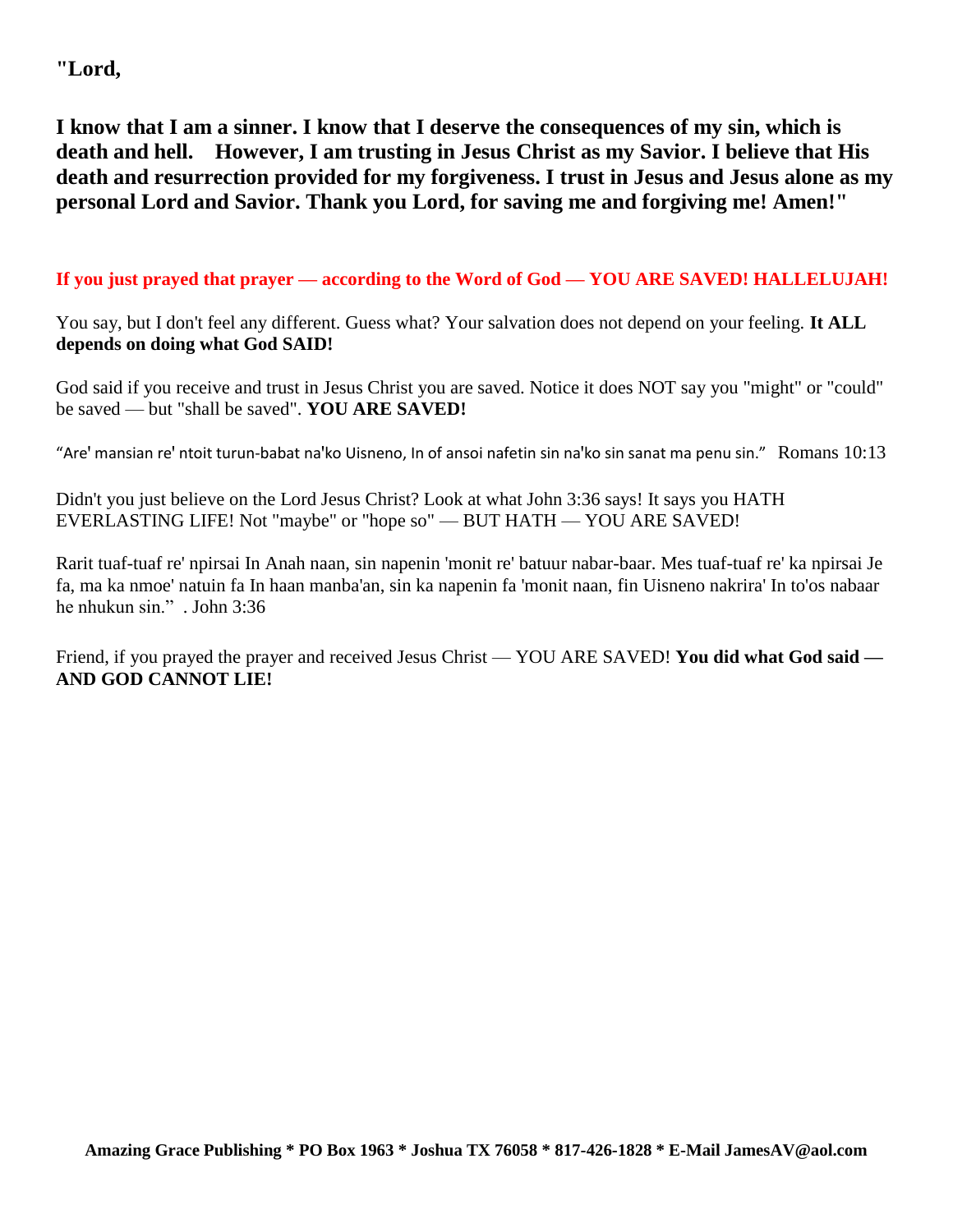**"Lord,**

**I know that I am a sinner. I know that I deserve the consequences of my sin, which is death and hell. However, I am trusting in Jesus Christ as my Savior. I believe that His death and resurrection provided for my forgiveness. I trust in Jesus and Jesus alone as my personal Lord and Savior. Thank you Lord, for saving me and forgiving me! Amen!"**

**If you just prayed that prayer — according to the Word of God — YOU ARE SAVED! HALLELUJAH!**

You say, but I don't feel any different. Guess what? Your salvation does not depend on your feeling. **It ALL depends on doing what God SAID!**

God said if you receive and trust in Jesus Christ you are saved. Notice it does NOT say you "might" or "could" be saved — but "shall be saved". **YOU ARE SAVED!**

"Are' mansian re' ntoit turun-babat na'ko Uisneno, In of ansoi nafetin sin na'ko sin sanat ma penu sin." Romans 10:13

Didn't you just believe on the Lord Jesus Christ? Look at what John 3:36 says! It says you HATH EVERLASTING LIFE! Not "maybe" or "hope so" — BUT HATH — YOU ARE SAVED!

Rarit tuaf-tuaf re' npirsai In Anah naan, sin napenin 'monit re' batuur nabar-baar. Mes tuaf-tuaf re' ka npirsai Je fa, ma ka nmoe' natuin fa In haan manba'an, sin ka napenin fa 'monit naan, fin Uisneno nakrira' In to'os nabaar he nhukun sin." . John 3:36

Friend, if you prayed the prayer and received Jesus Christ — YOU ARE SAVED! **You did what God said — AND GOD CANNOT LIE!**

**Amazing Grace Publishing * PO Box 1963 * Joshua TX 76058 * 817-426-1828 * E-Mail JamesAV@aol.com**